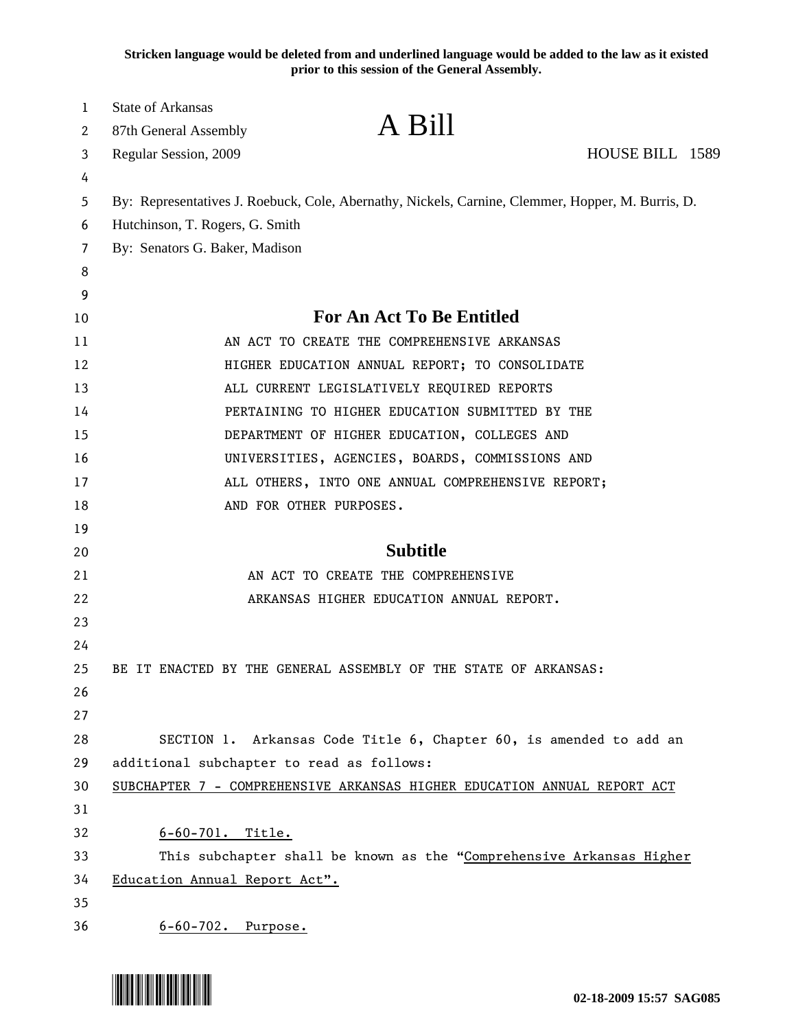Stricken language would be deleted from and underlined language would be added to the law as it existed prior to this session of the General Assembly.

State of Arkansas
87th General Assembly
Regular Session, 2009

# A Bill

HOUSE BILL 1589

By: Representatives J. Roebuck, Cole, Abernathy, Nickels, Carnine, Clemmer, Hopper, M. Burris, D. Hutchinson, T. Rogers, G. Smith
By: Senators G. Baker, Madison

## For An Act To Be Entitled

AN ACT TO CREATE THE COMPREHENSIVE ARKANSAS HIGHER EDUCATION ANNUAL REPORT; TO CONSOLIDATE ALL CURRENT LEGISLATIVELY REQUIRED REPORTS PERTAINING TO HIGHER EDUCATION SUBMITTED BY THE DEPARTMENT OF HIGHER EDUCATION, COLLEGES AND UNIVERSITIES, AGENCIES, BOARDS, COMMISSIONS AND ALL OTHERS, INTO ONE ANNUAL COMPREHENSIVE REPORT; AND FOR OTHER PURPOSES.

## Subtitle

AN ACT TO CREATE THE COMPREHENSIVE ARKANSAS HIGHER EDUCATION ANNUAL REPORT.

BE IT ENACTED BY THE GENERAL ASSEMBLY OF THE STATE OF ARKANSAS:

SECTION 1. Arkansas Code Title 6, Chapter 60, is amended to add an additional subchapter to read as follows:

SUBCHAPTER 7 - COMPREHENSIVE ARKANSAS HIGHER EDUCATION ANNUAL REPORT ACT

6-60-701. Title.

This subchapter shall be known as the "Comprehensive Arkansas Higher Education Annual Report Act".

6-60-702. Purpose.

02-18-2009 15:57 SAG085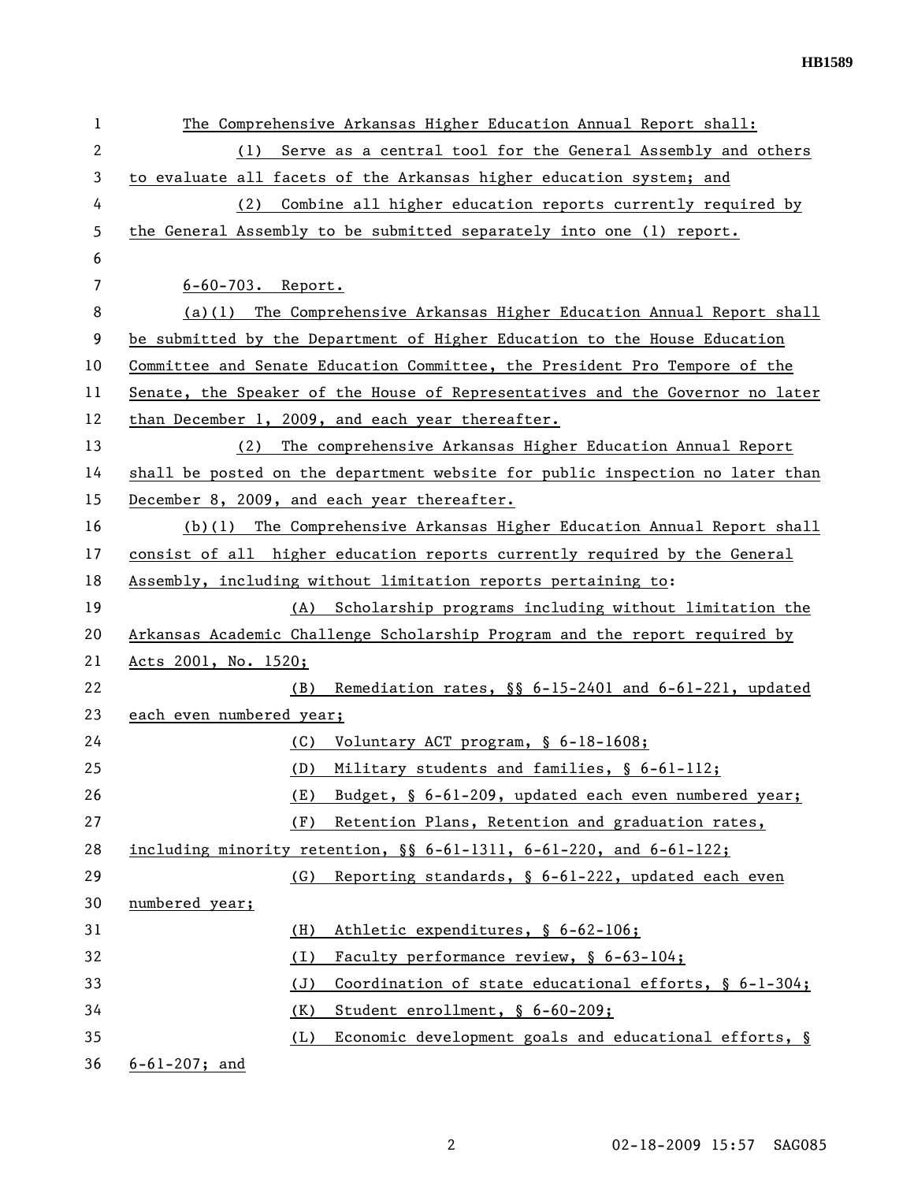The Comprehensive Arkansas Higher Education Annual Report shall:

(1) Serve as a central tool for the General Assembly and others to evaluate all facets of the Arkansas higher education system; and

(2) Combine all higher education reports currently required by the General Assembly to be submitted separately into one (1) report.

6-60-703. Report.

(a)(1) The Comprehensive Arkansas Higher Education Annual Report shall be submitted by the Department of Higher Education to the House Education Committee and Senate Education Committee, the President Pro Tempore of the Senate, the Speaker of the House of Representatives and the Governor no later than December 1, 2009, and each year thereafter.

(2) The comprehensive Arkansas Higher Education Annual Report shall be posted on the department website for public inspection no later than December 8, 2009, and each year thereafter.

(b)(1) The Comprehensive Arkansas Higher Education Annual Report shall consist of all higher education reports currently required by the General Assembly, including without limitation reports pertaining to:

(A) Scholarship programs including without limitation the Arkansas Academic Challenge Scholarship Program and the report required by Acts 2001, No. 1520;

(B) Remediation rates, §§ 6-15-2401 and 6-61-221, updated each even numbered year;

(C) Voluntary ACT program, § 6-18-1608;

(D) Military students and families, § 6-61-112;

(E) Budget, § 6-61-209, updated each even numbered year;

(F) Retention Plans, Retention and graduation rates, including minority retention, §§ 6-61-1311, 6-61-220, and 6-61-122;

(G) Reporting standards, § 6-61-222, updated each even numbered year;

(H) Athletic expenditures, § 6-62-106;

(I) Faculty performance review, § 6-63-104;

(J) Coordination of state educational efforts, § 6-1-304;

(K) Student enrollment, § 6-60-209;

(L) Economic development goals and educational efforts, § 6-61-207; and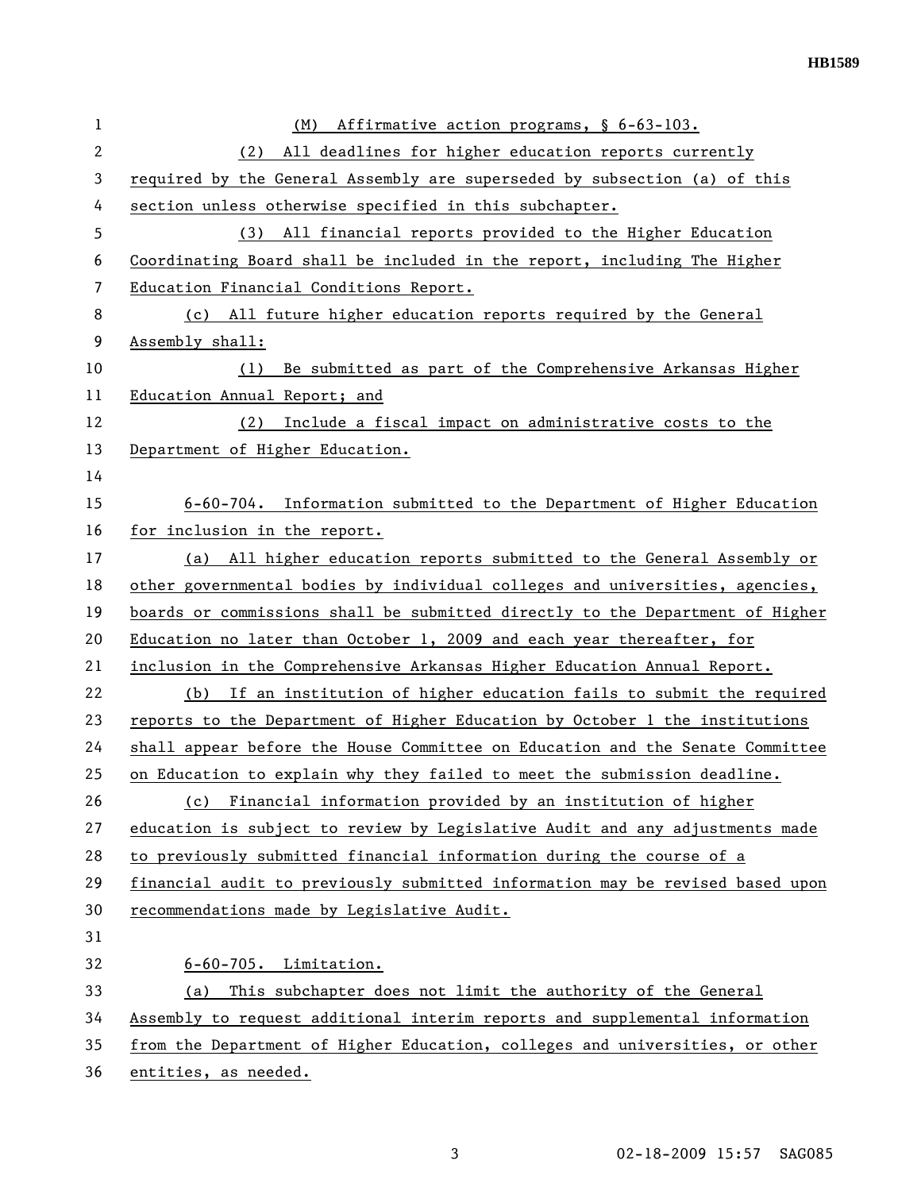(M) Affirmative action programs, § 6-63-103.

(2) All deadlines for higher education reports currently required by the General Assembly are superseded by subsection (a) of this section unless otherwise specified in this subchapter.

(3) All financial reports provided to the Higher Education Coordinating Board shall be included in the report, including The Higher Education Financial Conditions Report.

(c) All future higher education reports required by the General Assembly shall:

(1) Be submitted as part of the Comprehensive Arkansas Higher Education Annual Report; and

(2) Include a fiscal impact on administrative costs to the Department of Higher Education.

6-60-704. Information submitted to the Department of Higher Education for inclusion in the report.

(a) All higher education reports submitted to the General Assembly or other governmental bodies by individual colleges and universities, agencies, boards or commissions shall be submitted directly to the Department of Higher Education no later than October 1, 2009 and each year thereafter, for inclusion in the Comprehensive Arkansas Higher Education Annual Report.

(b) If an institution of higher education fails to submit the required reports to the Department of Higher Education by October 1 the institutions shall appear before the House Committee on Education and the Senate Committee on Education to explain why they failed to meet the submission deadline.

(c) Financial information provided by an institution of higher education is subject to review by Legislative Audit and any adjustments made to previously submitted financial information during the course of a financial audit to previously submitted information may be revised based upon recommendations made by Legislative Audit.

6-60-705. Limitation.

(a) This subchapter does not limit the authority of the General Assembly to request additional interim reports and supplemental information from the Department of Higher Education, colleges and universities, or other entities, as needed.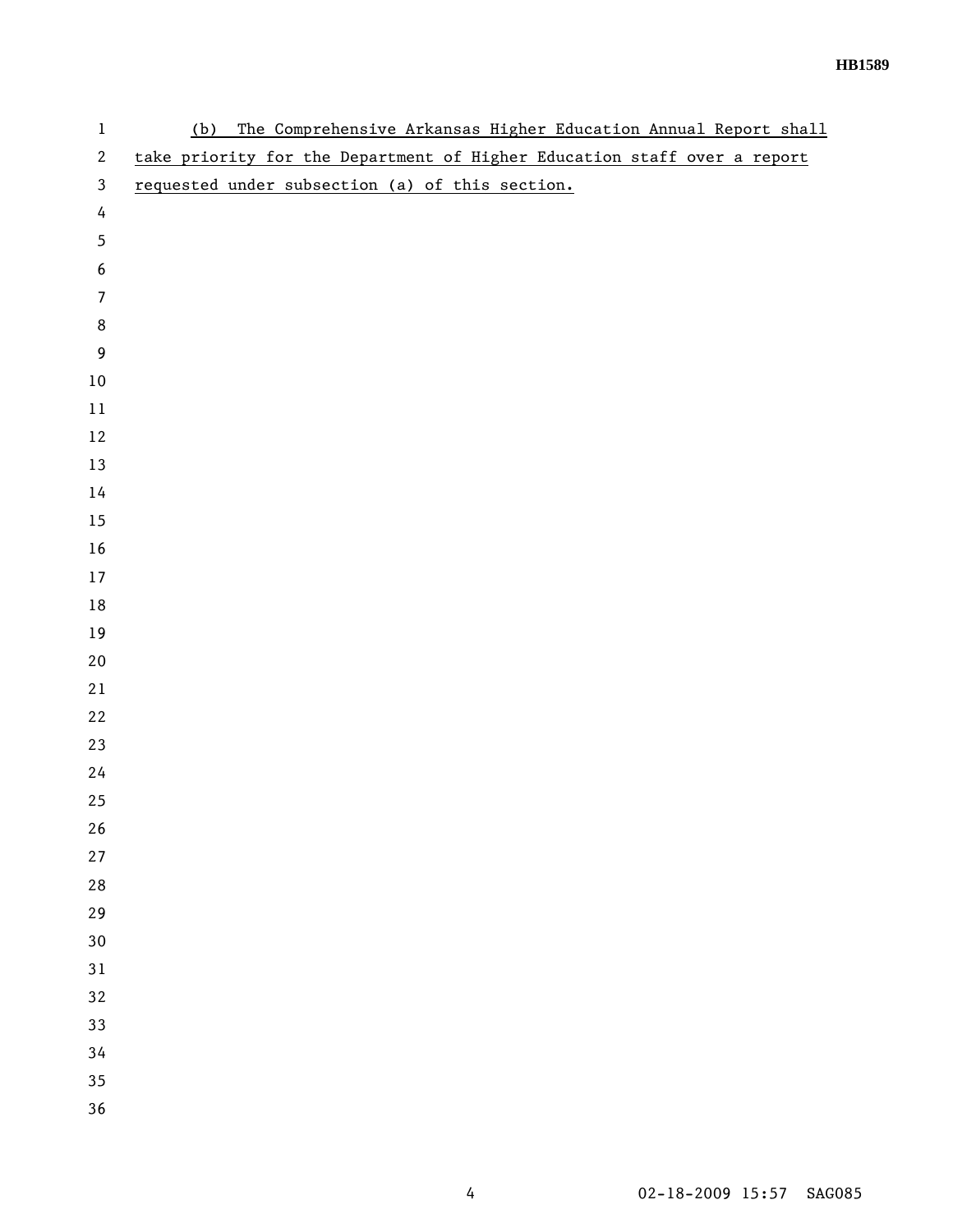(b) The Comprehensive Arkansas Higher Education Annual Report shall take priority for the Department of Higher Education staff over a report requested under subsection (a) of this section.